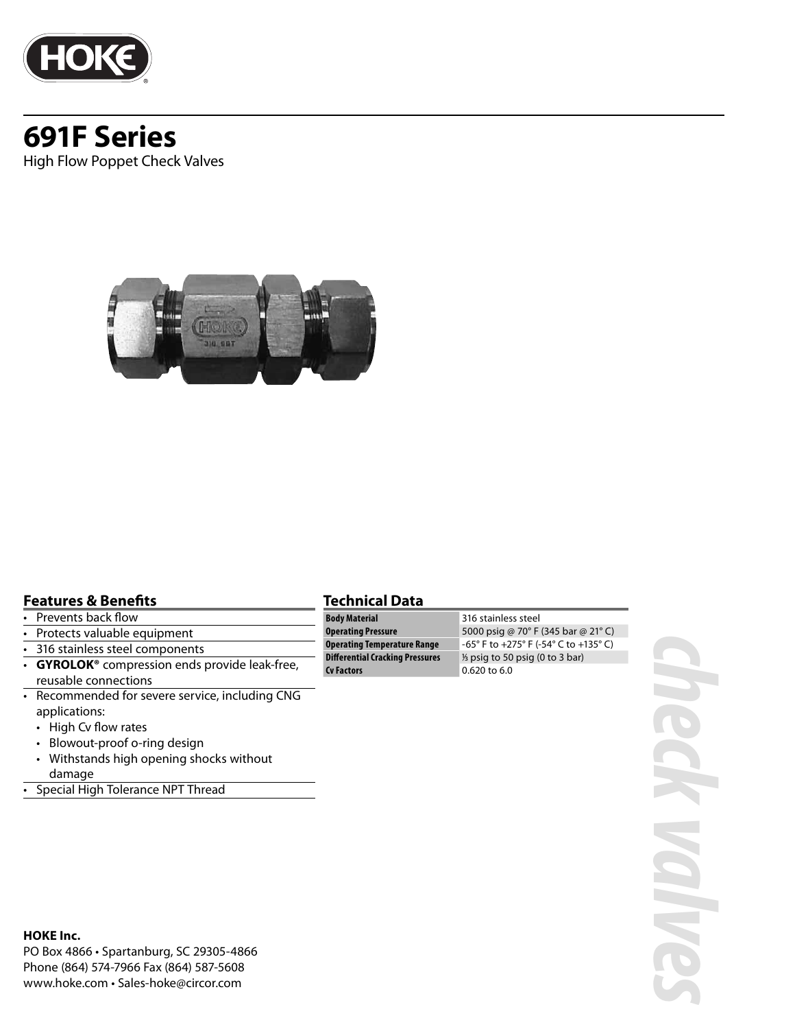# 691F Series

High Flow Poppet Check Valves

## Features & Benefits

- Prevents back flow
- Protects valuable equipment
- 316 stainless steel components
- **GYROLOK®** compression ends provide leak-free, reusable connections
- Recommended for severe service, including CNG applications:
  - High Cv flow rates
  - Blowout-proof o-ring design
  - Withstands high opening shocks without damage
- Special High Tolerance NPT Thread

## Technical Data

| | |
|---|---|
| **Body Material** | 316 stainless steel |
| **Operating Pressure** | 5000 psig @ 70° F (345 bar @ 21° C) |
| **Operating Temperature Range** | -65° F to +275° F (-54° C to +135° C) |
| **Differential Cracking Pressures** | ⅓ psig to 50 psig (0 to 3 bar) |
| **Cv Factors** | 0.620 to 6.0 |

*check valves*

**HOKE Inc.**
PO Box 4866 • Spartanburg, SC 29305-4866
Phone (864) 574-7966 Fax (864) 587-5608
www.hoke.com • Sales-hoke@circor.com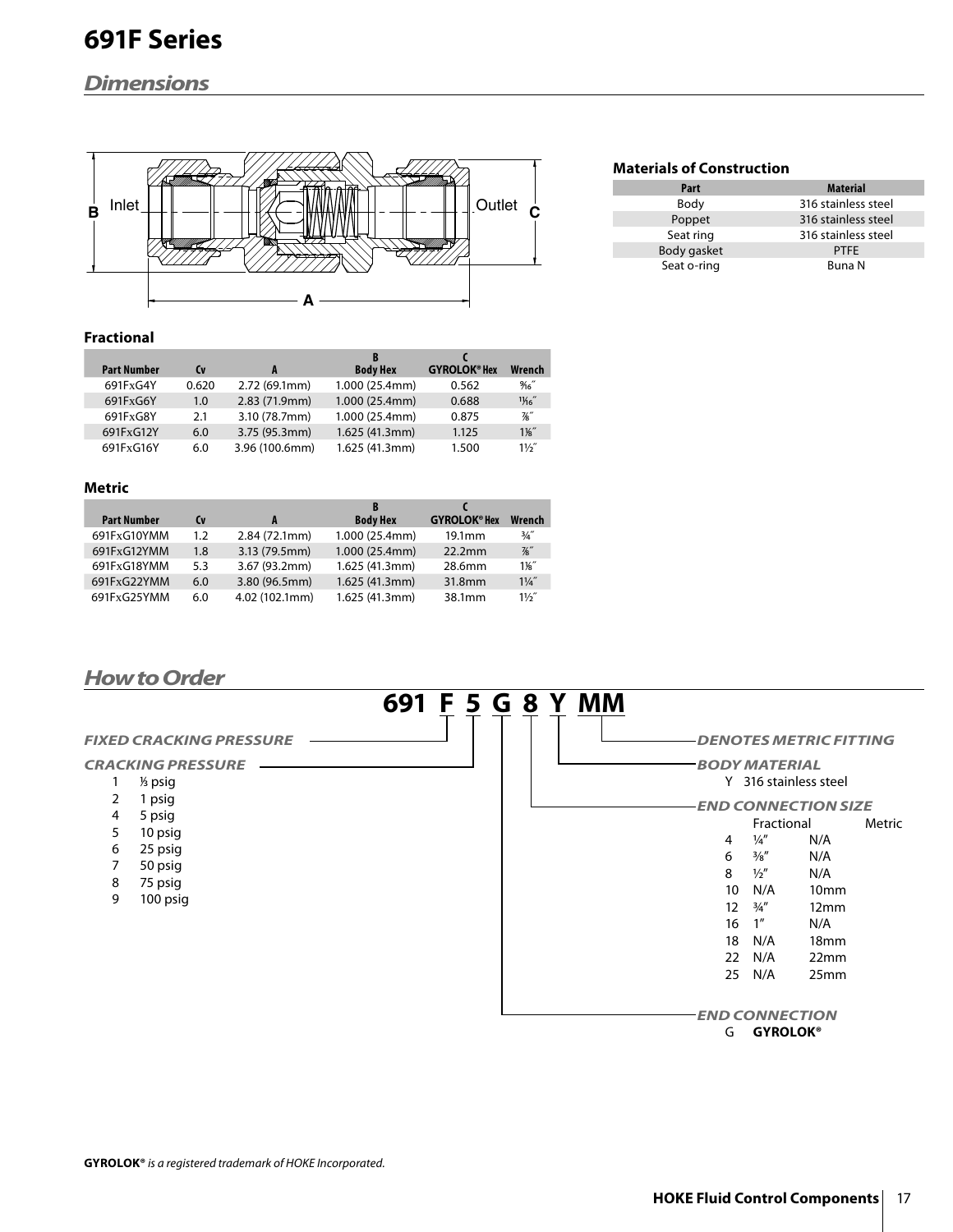# 691F Series

## *Dimensions*

B Inlet

Outlet C

A

### Materials of Construction

| Part | Material |
| --- | --- |
| Body | 316 stainless steel |
| Poppet | 316 stainless steel |
| Seat ring | 316 stainless steel |
| Body gasket | PTFE |
| Seat o-ring | Buna N |

### Fractional

| Part Number | Cv | A | B Body Hex | C GYROLOK® Hex | Wrench |
| --- | --- | --- | --- | --- | --- |
| 691FxG4Y | 0.620 | 2.72 (69.1mm) | 1.000 (25.4mm) | 0.562 | 9⁄16″ |
| 691FxG6Y | 1.0 | 2.83 (71.9mm) | 1.000 (25.4mm) | 0.688 | 11⁄16″ |
| 691FxG8Y | 2.1 | 3.10 (78.7mm) | 1.000 (25.4mm) | 0.875 | ⅞″ |
| 691FxG12Y | 6.0 | 3.75 (95.3mm) | 1.625 (41.3mm) | 1.125 | 1⅛″ |
| 691FxG16Y | 6.0 | 3.96 (100.6mm) | 1.625 (41.3mm) | 1.500 | 1½″ |

### Metric

| Part Number | Cv | A | B Body Hex | C GYROLOK® Hex | Wrench |
| --- | --- | --- | --- | --- | --- |
| 691FxG10YMM | 1.2 | 2.84 (72.1mm) | 1.000 (25.4mm) | 19.1mm | ¾″ |
| 691FxG12YMM | 1.8 | 3.13 (79.5mm) | 1.000 (25.4mm) | 22.2mm | ⅞″ |
| 691FxG18YMM | 5.3 | 3.67 (93.2mm) | 1.625 (41.3mm) | 28.6mm | 1⅛″ |
| 691FxG22YMM | 6.0 | 3.80 (96.5mm) | 1.625 (41.3mm) | 31.8mm | 1¼″ |
| 691FxG25YMM | 6.0 | 4.02 (102.1mm) | 1.625 (41.3mm) | 38.1mm | 1½″ |

## *How to Order*

**691 F 5 G 8 Y MM**

***FIXED CRACKING PRESSURE***

***CRACKING PRESSURE***

| | |
| --- | --- |
| 1 | ⅓ psig |
| 2 | 1 psig |
| 4 | 5 psig |
| 5 | 10 psig |
| 6 | 25 psig |
| 7 | 50 psig |
| 8 | 75 psig |
| 9 | 100 psig |

***DENOTES METRIC FITTING***

***BODY MATERIAL***

Y 316 stainless steel

***END CONNECTION SIZE***

| | Fractional | Metric |
| --- | --- | --- |
| 4 | ¼″ | N/A |
| 6 | ⅜″ | N/A |
| 8 | ½″ | N/A |
| 10 | N/A | 10mm |
| 12 | ¾″ | 12mm |
| 16 | 1″ | N/A |
| 18 | N/A | 18mm |
| 22 | N/A | 22mm |
| 25 | N/A | 25mm |

***END CONNECTION***

G **GYROLOK®**

**GYROLOK®** *is a registered trademark of HOKE Incorporated.*